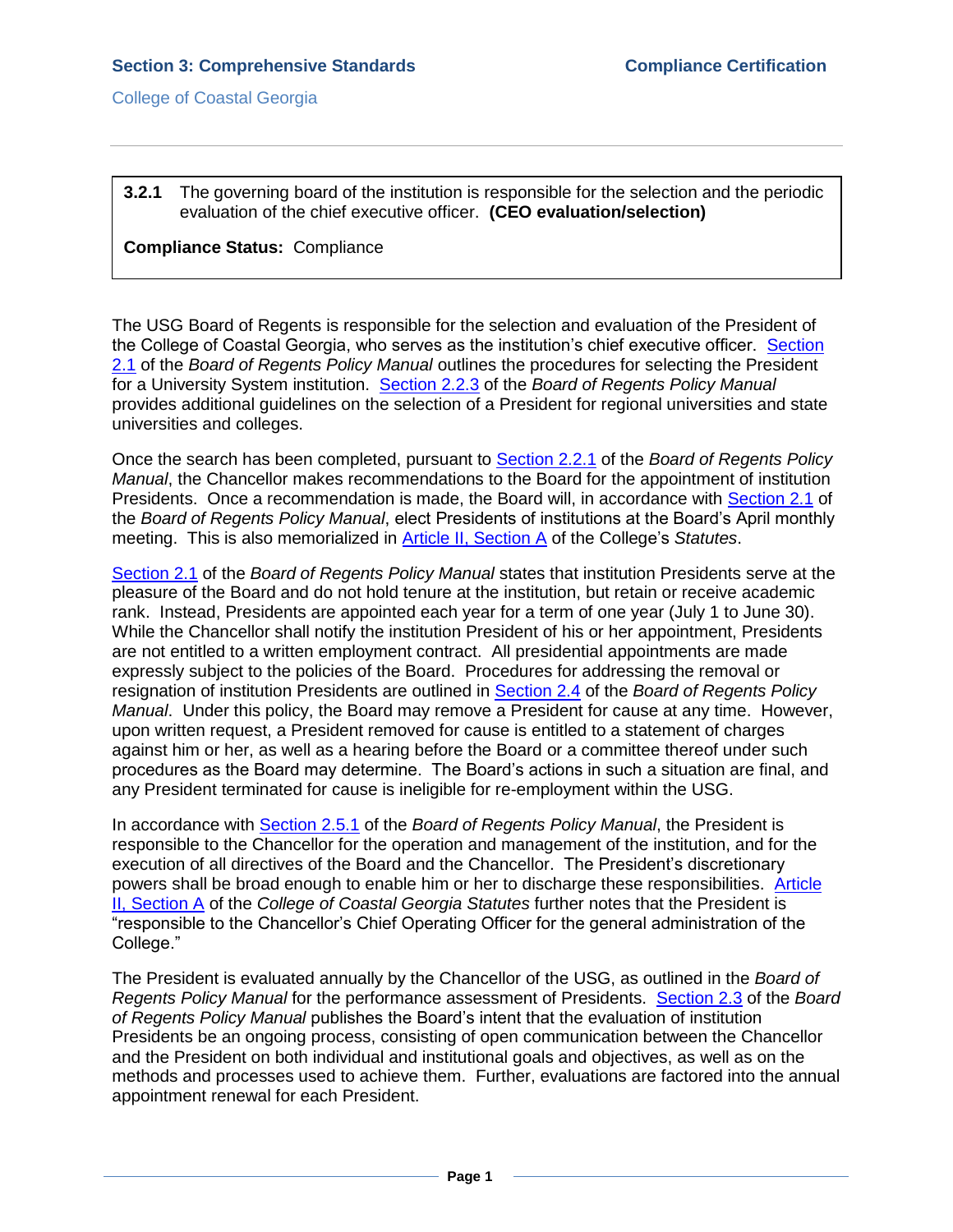**3.2.1** The governing board of the institution is responsible for the selection and the periodic evaluation of the chief executive officer. **(CEO evaluation/selection)**

**Compliance Status:** Compliance

The USG Board of Regents is responsible for the selection and evaluation of the President of the College of Coastal Georgia, who serves as the institution's chief executive officer. Section 2.1 of the *Board of Regents Policy Manual* outlines the procedures for selecting the President for a University System institution. Section 2.2.3 of the *Board of Regents Policy Manual* provides additional guidelines on the selection of a President for regional universities and state universities and colleges.

Once the search has been completed, pursuant to Section 2.2.1 of the *Board of Regents Policy Manual*, the Chancellor makes recommendations to the Board for the appointment of institution Presidents. Once a recommendation is made, the Board will, in accordance with Section 2.1 of the *Board of Regents Policy Manual*, elect Presidents of institutions at the Board's April monthly meeting. This is also memorialized in Article II, Section A of the College's *Statutes*.

Section 2.1 of the *Board of Regents Policy Manual* states that institution Presidents serve at the pleasure of the Board and do not hold tenure at the institution, but retain or receive academic rank. Instead, Presidents are appointed each year for a term of one year (July 1 to June 30). While the Chancellor shall notify the institution President of his or her appointment, Presidents are not entitled to a written employment contract. All presidential appointments are made expressly subject to the policies of the Board. Procedures for addressing the removal or resignation of institution Presidents are outlined in Section 2.4 of the *Board of Regents Policy Manual*. Under this policy, the Board may remove a President for cause at any time. However, upon written request, a President removed for cause is entitled to a statement of charges against him or her, as well as a hearing before the Board or a committee thereof under such procedures as the Board may determine. The Board's actions in such a situation are final, and any President terminated for cause is ineligible for re-employment within the USG.

In accordance with Section 2.5.1 of the *Board of Regents Policy Manual*, the President is responsible to the Chancellor for the operation and management of the institution, and for the execution of all directives of the Board and the Chancellor. The President's discretionary powers shall be broad enough to enable him or her to discharge these responsibilities. Article II, Section A of the *College of Coastal Georgia Statutes* further notes that the President is "responsible to the Chancellor's Chief Operating Officer for the general administration of the College."

The President is evaluated annually by the Chancellor of the USG, as outlined in the *Board of Regents Policy Manual* for the performance assessment of Presidents. Section 2.3 of the *Board of Regents Policy Manual* publishes the Board's intent that the evaluation of institution Presidents be an ongoing process, consisting of open communication between the Chancellor and the President on both individual and institutional goals and objectives, as well as on the methods and processes used to achieve them. Further, evaluations are factored into the annual appointment renewal for each President.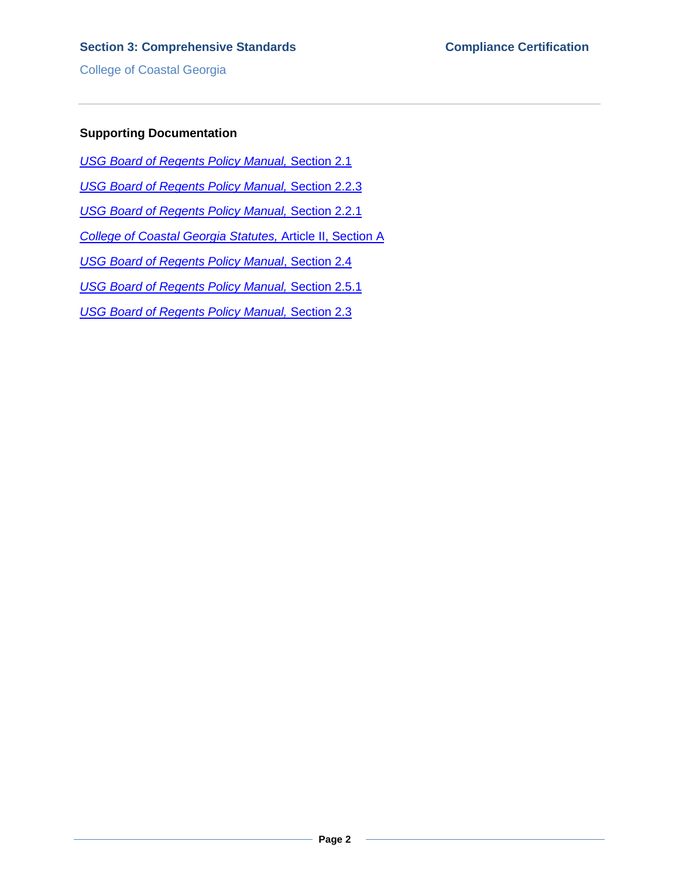**Supporting Documentation**

*USG Board of Regents Policy Manual,* Section 2.1

*USG Board of Regents Policy Manual,* Section 2.2.3

*USG Board of Regents Policy Manual,* Section 2.2.1

*College of Coastal Georgia Statutes,* Article II, Section A

*USG Board of Regents Policy Manual*, Section 2.4

*USG Board of Regents Policy Manual,* Section 2.5.1

*USG Board of Regents Policy Manual,* Section 2.3